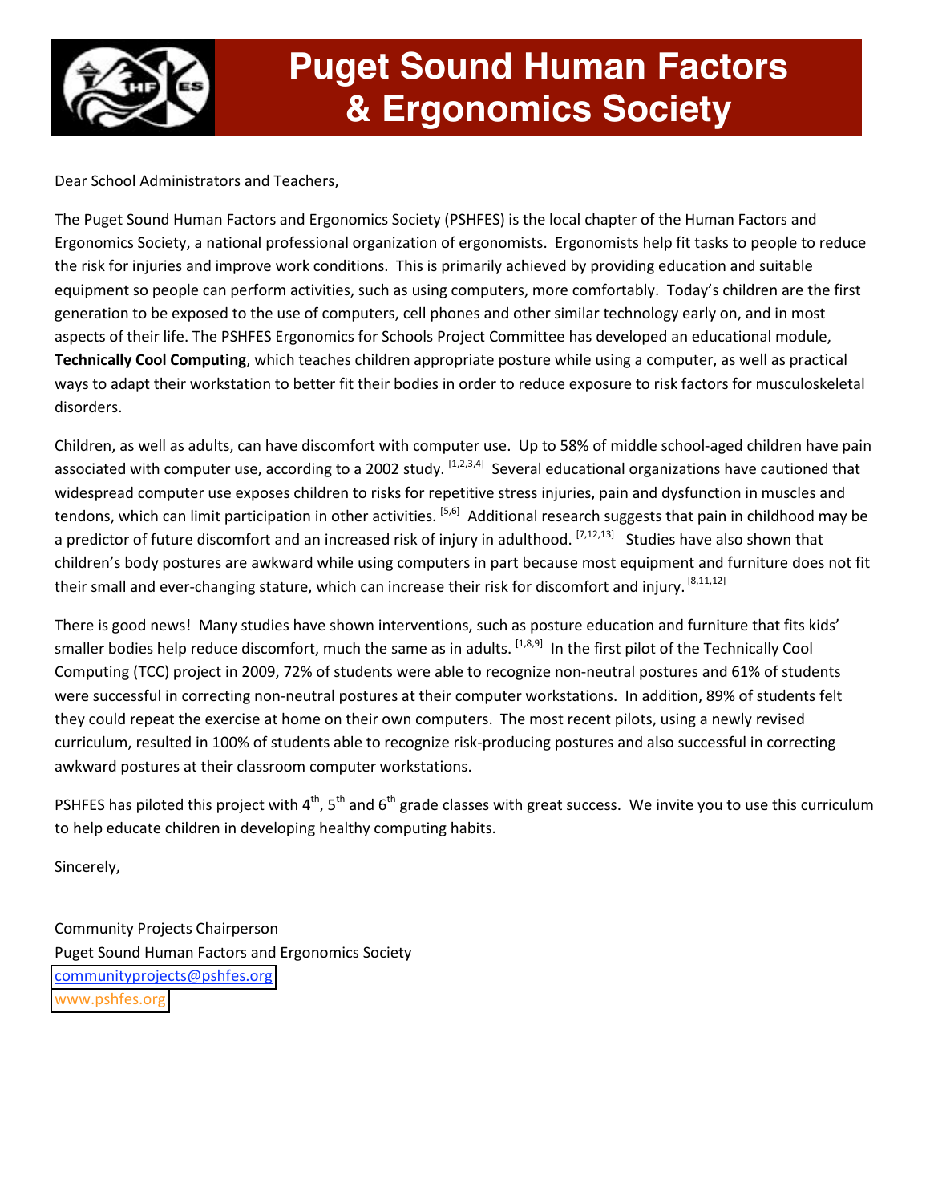# Puget Sound Human Factors & Ergonomics Society

Dear School Administrators and Teachers,

The Puget Sound Human Factors and Ergonomics Society (PSHFES) is the local chapter of the Human Factors and Ergonomics Society, a national professional organization of ergonomists. Ergonomists help fit tasks to people to reduce the risk for injuries and improve work conditions. This is primarily achieved by providing education and suitable equipment so people can perform activities, such as using computers, more comfortably. Today's children are the first generation to be exposed to the use of computers, cell phones and other similar technology early on, and in most aspects of their life. The PSHFES Ergonomics for Schools Project Committee has developed an educational module, **Technically Cool Computing**, which teaches children appropriate posture while using a computer, as well as practical ways to adapt their workstation to better fit their bodies in order to reduce exposure to risk factors for musculoskeletal disorders.

Children, as well as adults, can have discomfort with computer use. Up to 58% of middle school-aged children have pain associated with computer use, according to a 2002 study. [1,2,3,4] Several educational organizations have cautioned that widespread computer use exposes children to risks for repetitive stress injuries, pain and dysfunction in muscles and tendons, which can limit participation in other activities. [5,6] Additional research suggests that pain in childhood may be a predictor of future discomfort and an increased risk of injury in adulthood. [7,12,13] Studies have also shown that children's body postures are awkward while using computers in part because most equipment and furniture does not fit their small and ever-changing stature, which can increase their risk for discomfort and injury. [8,11,12]

There is good news! Many studies have shown interventions, such as posture education and furniture that fits kids' smaller bodies help reduce discomfort, much the same as in adults. [1,8,9] In the first pilot of the Technically Cool Computing (TCC) project in 2009, 72% of students were able to recognize non-neutral postures and 61% of students were successful in correcting non-neutral postures at their computer workstations. In addition, 89% of students felt they could repeat the exercise at home on their own computers. The most recent pilots, using a newly revised curriculum, resulted in 100% of students able to recognize risk-producing postures and also successful in correcting awkward postures at their classroom computer workstations.

PSHFES has piloted this project with 4th, 5th and 6th grade classes with great success. We invite you to use this curriculum to help educate children in developing healthy computing habits.

Sincerely,

Community Projects Chairperson
Puget Sound Human Factors and Ergonomics Society
communityprojects@pshfes.org
www.pshfes.org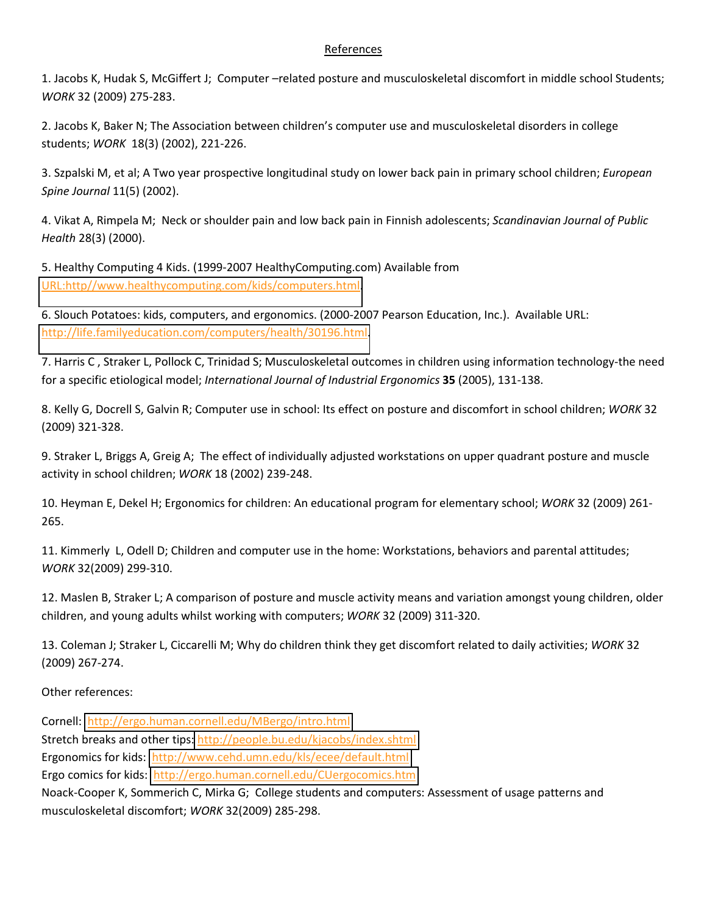References

1. Jacobs K, Hudak S, McGiffert J; Computer –related posture and musculoskeletal discomfort in middle school Students; *WORK* 32 (2009) 275-283.

2. Jacobs K, Baker N; The Association between children's computer use and musculoskeletal disorders in college students; *WORK* 18(3) (2002), 221-226.

3. Szpalski M, et al; A Two year prospective longitudinal study on lower back pain in primary school children; *European Spine Journal* 11(5) (2002).

4. Vikat A, Rimpela M; Neck or shoulder pain and low back pain in Finnish adolescents; *Scandinavian Journal of Public Health* 28(3) (2000).

5. Healthy Computing 4 Kids. (1999-2007 HealthyComputing.com) Available from URL:http//www.healthycomputing.com/kids/computers.html.

6. Slouch Potatoes: kids, computers, and ergonomics. (2000-2007 Pearson Education, Inc.). Available URL: http://life.familyeducation.com/computers/health/30196.html.

7. Harris C , Straker L, Pollock C, Trinidad S; Musculoskeletal outcomes in children using information technology-the need for a specific etiological model; *International Journal of Industrial Ergonomics* **35** (2005), 131-138.

8. Kelly G, Docrell S, Galvin R; Computer use in school: Its effect on posture and discomfort in school children; *WORK* 32 (2009) 321-328.

9. Straker L, Briggs A, Greig A; The effect of individually adjusted workstations on upper quadrant posture and muscle activity in school children; *WORK* 18 (2002) 239-248.

10. Heyman E, Dekel H; Ergonomics for children: An educational program for elementary school; *WORK* 32 (2009) 261-265.

11. Kimmerly L, Odell D; Children and computer use in the home: Workstations, behaviors and parental attitudes; *WORK* 32(2009) 299-310.

12. Maslen B, Straker L; A comparison of posture and muscle activity means and variation amongst young children, older children, and young adults whilst working with computers; *WORK* 32 (2009) 311-320.

13. Coleman J; Straker L, Ciccarelli M; Why do children think they get discomfort related to daily activities; *WORK* 32 (2009) 267-274.

Other references:

Cornell: http://ergo.human.cornell.edu/MBergo/intro.html
Stretch breaks and other tips: http://people.bu.edu/kjacobs/index.shtml
Ergonomics for kids: http://www.cehd.umn.edu/kls/ecee/default.html
Ergo comics for kids: http://ergo.human.cornell.edu/CUergocomics.htm
Noack-Cooper K, Sommerich C, Mirka G; College students and computers: Assessment of usage patterns and musculoskeletal discomfort; *WORK* 32(2009) 285-298.